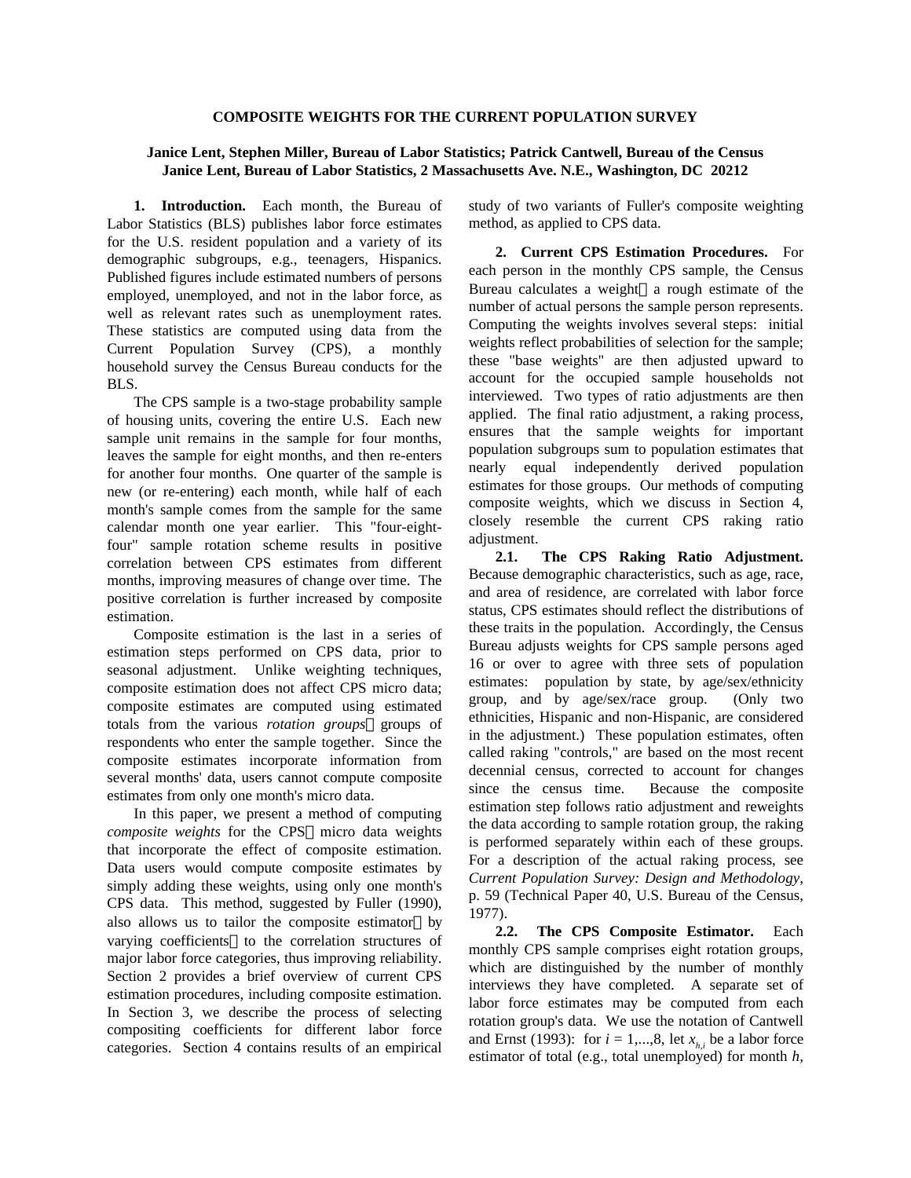# COMPOSITE WEIGHTS FOR THE CURRENT POPULATION SURVEY

**Janice Lent, Stephen Miller, Bureau of Labor Statistics; Patrick Cantwell, Bureau of the Census**
**Janice Lent, Bureau of Labor Statistics, 2 Massachusetts Ave. N.E., Washington, DC 20212**

**1. Introduction.** Each month, the Bureau of Labor Statistics (BLS) publishes labor force estimates for the U.S. resident population and a variety of its demographic subgroups, e.g., teenagers, Hispanics. Published figures include estimated numbers of persons employed, unemployed, and not in the labor force, as well as relevant rates such as unemployment rates. These statistics are computed using data from the Current Population Survey (CPS), a monthly household survey the Census Bureau conducts for the BLS.

The CPS sample is a two-stage probability sample of housing units, covering the entire U.S. Each new sample unit remains in the sample for four months, leaves the sample for eight months, and then re-enters for another four months. One quarter of the sample is new (or re-entering) each month, while half of each month's sample comes from the sample for the same calendar month one year earlier. This "four-eight-four" sample rotation scheme results in positive correlation between CPS estimates from different months, improving measures of change over time. The positive correlation is further increased by composite estimation.

Composite estimation is the last in a series of estimation steps performed on CPS data, prior to seasonal adjustment. Unlike weighting techniques, composite estimation does not affect CPS micro data; composite estimates are computed using estimated totals from the various *rotation groups*  groups of respondents who enter the sample together. Since the composite estimates incorporate information from several months' data, users cannot compute composite estimates from only one month's micro data.

In this paper, we present a method of computing *composite weights* for the CPS micro data weights that incorporate the effect of composite estimation. Data users would compute composite estimates by simply adding these weights, using only one month's CPS data. This method, suggested by Fuller (1990), also allows us to tailor the composite estimator by varying coefficients to the correlation structures of major labor force categories, thus improving reliability. Section 2 provides a brief overview of current CPS estimation procedures, including composite estimation. In Section 3, we describe the process of selecting compositing coefficients for different labor force categories. Section 4 contains results of an empirical study of two variants of Fuller's composite weighting method, as applied to CPS data.

**2. Current CPS Estimation Procedures.** For each person in the monthly CPS sample, the Census Bureau calculates a weight a rough estimate of the number of actual persons the sample person represents. Computing the weights involves several steps: initial weights reflect probabilities of selection for the sample; these "base weights" are then adjusted upward to account for the occupied sample households not interviewed. Two types of ratio adjustments are then applied. The final ratio adjustment, a raking process, ensures that the sample weights for important population subgroups sum to population estimates that nearly equal independently derived population estimates for those groups. Our methods of computing composite weights, which we discuss in Section 4, closely resemble the current CPS raking ratio adjustment.

**2.1. The CPS Raking Ratio Adjustment.** Because demographic characteristics, such as age, race, and area of residence, are correlated with labor force status, CPS estimates should reflect the distributions of these traits in the population. Accordingly, the Census Bureau adjusts weights for CPS sample persons aged 16 or over to agree with three sets of population estimates: population by state, by age/sex/ethnicity group, and by age/sex/race group. (Only two ethnicities, Hispanic and non-Hispanic, are considered in the adjustment.) These population estimates, often called raking "controls," are based on the most recent decennial census, corrected to account for changes since the census time. Because the composite estimation step follows ratio adjustment and reweights the data according to sample rotation group, the raking is performed separately within each of these groups. For a description of the actual raking process, see *Current Population Survey: Design and Methodology*, p. 59 (Technical Paper 40, U.S. Bureau of the Census, 1977).

**2.2. The CPS Composite Estimator.** Each monthly CPS sample comprises eight rotation groups, which are distinguished by the number of monthly interviews they have completed. A separate set of labor force estimates may be computed from each rotation group's data. We use the notation of Cantwell and Ernst (1993): for $i = 1,...,8$, let $x_{h,i}$ be a labor force estimator of total (e.g., total unemployed) for month $h$,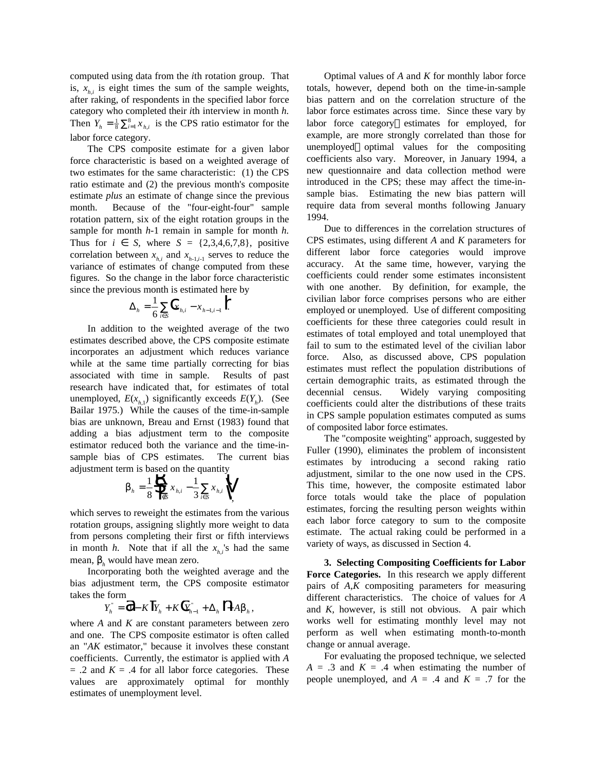computed using data from the *i*th rotation group. That is, $x_{h,i}$ is eight times the sum of the sample weights, after raking, of respondents in the specified labor force category who completed their *i*th interview in month *h*. Then $Y_h = \frac{1}{8}\sum_{i=1}^{8} x_{h,i}$ is the CPS ratio estimator for the labor force category.

The CPS composite estimate for a given labor force characteristic is based on a weighted average of two estimates for the same characteristic: (1) the CPS ratio estimate and (2) the previous month's composite estimate *plus* an estimate of change since the previous month. Because of the "four-eight-four" sample rotation pattern, six of the eight rotation groups in the sample for month *h*-1 remain in sample for month *h*. Thus for $i \in S$, where $S = \{2,3,4,6,7,8\}$, positive correlation between $x_{h,i}$ and $x_{h-1,i-1}$ serves to reduce the variance of estimates of change computed from these figures. So the change in the labor force characteristic since the previous month is estimated here by

$$\Delta_h = \frac{1}{6}\sum_{i \in S}\left(x_{h,i} - x_{h-1,i-1}\right).$$

In addition to the weighted average of the two estimates described above, the CPS composite estimate incorporates an adjustment which reduces variance while at the same time partially correcting for bias associated with time in sample. Results of past research have indicated that, for estimates of total unemployed, $E(x_{h,1})$ significantly exceeds $E(Y_h)$. (See Bailar 1975.) While the causes of the time-in-sample bias are unknown, Breau and Ernst (1983) found that adding a bias adjustment term to the composite estimator reduced both the variance and the time-in-sample bias of CPS estimates. The current bias adjustment term is based on the quantity

$$\beta_h = \frac{1}{8}\left(\sum_{i \notin S} x_{h,i} - \frac{1}{3}\sum_{i \in S} x_{h,i}\right),$$

which serves to reweight the estimates from the various rotation groups, assigning slightly more weight to data from persons completing their first or fifth interviews in month *h*. Note that if all the $x_{h,i}$'s had the same mean, $\beta_h$ would have mean zero.

Incorporating both the weighted average and the bias adjustment term, the CPS composite estimator takes the form

$$Y_h'' = (1-K)Y_h + K\left(Y_{h-1}'' + \Delta_h\right) + A\beta_h,$$

where *A* and *K* are constant parameters between zero and one. The CPS composite estimator is often called an "*AK* estimator," because it involves these constant coefficients. Currently, the estimator is applied with *A* = .2 and *K* = .4 for all labor force categories. These values are approximately optimal for monthly estimates of unemployment level.

Optimal values of *A* and *K* for monthly labor force totals, however, depend both on the time-in-sample bias pattern and on the correlation structure of the labor force estimates across time. Since these vary by labor force category—estimates for employed, for example, are more strongly correlated than those for unemployed—optimal values for the compositing coefficients also vary. Moreover, in January 1994, a new questionnaire and data collection method were introduced in the CPS; these may affect the time-in-sample bias. Estimating the new bias pattern will require data from several months following January 1994.

Due to differences in the correlation structures of CPS estimates, using different *A* and *K* parameters for different labor force categories would improve accuracy. At the same time, however, varying the coefficients could render some estimates inconsistent with one another. By definition, for example, the civilian labor force comprises persons who are either employed or unemployed. Use of different compositing coefficients for these three categories could result in estimates of total employed and total unemployed that fail to sum to the estimated level of the civilian labor force. Also, as discussed above, CPS population estimates must reflect the population distributions of certain demographic traits, as estimated through the decennial census. Widely varying compositing coefficients could alter the distributions of these traits in CPS sample population estimates computed as sums of composited labor force estimates.

The "composite weighting" approach, suggested by Fuller (1990), eliminates the problem of inconsistent estimates by introducing a second raking ratio adjustment, similar to the one now used in the CPS. This time, however, the composite estimated labor force totals would take the place of population estimates, forcing the resulting person weights within each labor force category to sum to the composite estimate. The actual raking could be performed in a variety of ways, as discussed in Section 4.

**3. Selecting Compositing Coefficients for Labor Force Categories.** In this research we apply different pairs of *A*,*K* compositing parameters for measuring different characteristics. The choice of values for *A* and *K*, however, is still not obvious. A pair which works well for estimating monthly level may not perform as well when estimating month-to-month change or annual average.

For evaluating the proposed technique, we selected *A* = .3 and *K* = .4 when estimating the number of people unemployed, and *A* = .4 and *K* = .7 for the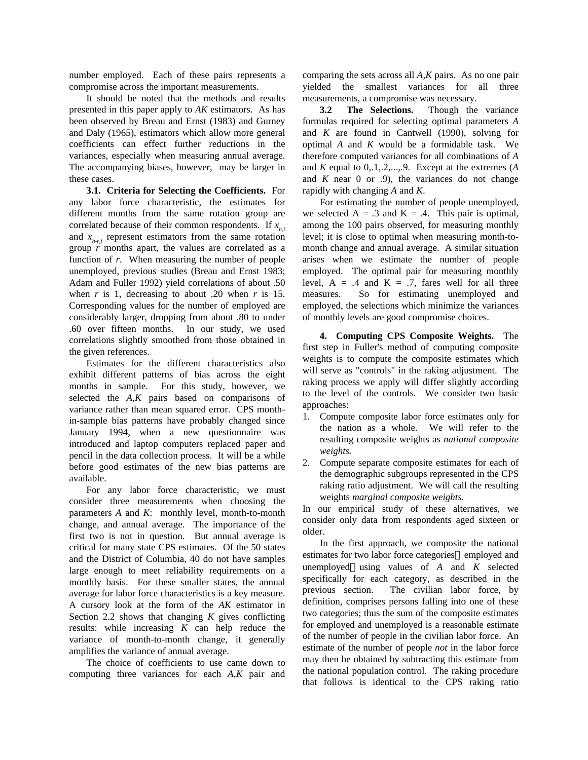number employed. Each of these pairs represents a compromise across the important measurements.

It should be noted that the methods and results presented in this paper apply to *AK* estimators. As has been observed by Breau and Ernst (1983) and Gurney and Daly (1965), estimators which allow more general coefficients can effect further reductions in the variances, especially when measuring annual average. The accompanying biases, however, may be larger in these cases.

**3.1. Criteria for Selecting the Coefficients.** For any labor force characteristic, the estimates for different months from the same rotation group are correlated because of their common respondents. If $x_{h,i}$ and $x_{h-r,j}$ represent estimators from the same rotation group *r* months apart, the values are correlated as a function of *r*. When measuring the number of people unemployed, previous studies (Breau and Ernst 1983; Adam and Fuller 1992) yield correlations of about .50 when *r* is 1, decreasing to about .20 when *r* is 15. Corresponding values for the number of employed are considerably larger, dropping from about .80 to under .60 over fifteen months. In our study, we used correlations slightly smoothed from those obtained in the given references.

Estimates for the different characteristics also exhibit different patterns of bias across the eight months in sample. For this study, however, we selected the *A*,*K* pairs based on comparisons of variance rather than mean squared error. CPS month-in-sample bias patterns have probably changed since January 1994, when a new questionnaire was introduced and laptop computers replaced paper and pencil in the data collection process. It will be a while before good estimates of the new bias patterns are available.

For any labor force characteristic, we must consider three measurements when choosing the parameters *A* and *K*: monthly level, month-to-month change, and annual average. The importance of the first two is not in question. But annual average is critical for many state CPS estimates. Of the 50 states and the District of Columbia, 40 do not have samples large enough to meet reliability requirements on a monthly basis. For these smaller states, the annual average for labor force characteristics is a key measure. A cursory look at the form of the *AK* estimator in Section 2.2 shows that changing *K* gives conflicting results: while increasing *K* can help reduce the variance of month-to-month change, it generally amplifies the variance of annual average.

The choice of coefficients to use came down to computing three variances for each *A*,*K* pair and comparing the sets across all *A*,*K* pairs. As no one pair yielded the smallest variances for all three measurements, a compromise was necessary.

**3.2 The Selections.** Though the variance formulas required for selecting optimal parameters *A* and *K* are found in Cantwell (1990), solving for optimal *A* and *K* would be a formidable task. We therefore computed variances for all combinations of *A* and *K* equal to 0,.1,.2,...,.9. Except at the extremes (*A* and *K* near 0 or .9), the variances do not change rapidly with changing *A* and *K*.

For estimating the number of people unemployed, we selected A = .3 and K = .4. This pair is optimal, among the 100 pairs observed, for measuring monthly level; it is close to optimal when measuring month-to-month change and annual average. A similar situation arises when we estimate the number of people employed. The optimal pair for measuring monthly level, A = .4 and K = .7, fares well for all three measures. So for estimating unemployed and employed, the selections which minimize the variances of monthly levels are good compromise choices.

**4. Computing CPS Composite Weights.** The first step in Fuller's method of computing composite weights is to compute the composite estimates which will serve as "controls" in the raking adjustment. The raking process we apply will differ slightly according to the level of the controls. We consider two basic approaches:

1. Compute composite labor force estimates only for the nation as a whole. We will refer to the resulting composite weights as *national composite weights.*
2. Compute separate composite estimates for each of the demographic subgroups represented in the CPS raking ratio adjustment. We will call the resulting weights *marginal composite weights.*

In our empirical study of these alternatives, we consider only data from respondents aged sixteen or older.

In the first approach, we composite the national estimates for two labor force categories—employed and unemployed—using values of *A* and *K* selected specifically for each category, as described in the previous section. The civilian labor force, by definition, comprises persons falling into one of these two categories; thus the sum of the composite estimates for employed and unemployed is a reasonable estimate of the number of people in the civilian labor force. An estimate of the number of people *not* in the labor force may then be obtained by subtracting this estimate from the national population control. The raking procedure that follows is identical to the CPS raking ratio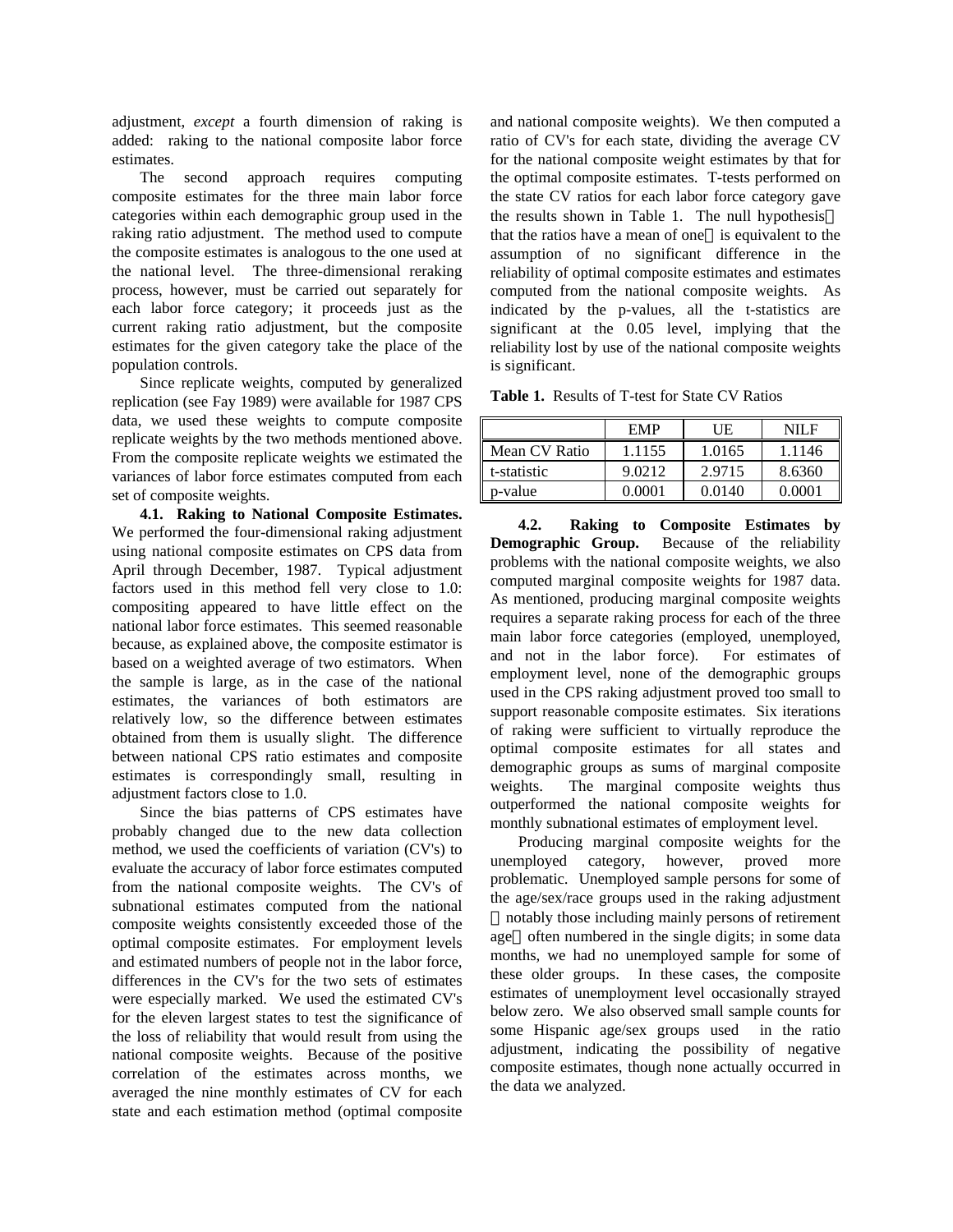adjustment, *except* a fourth dimension of raking is added: raking to the national composite labor force estimates.

The second approach requires computing composite estimates for the three main labor force categories within each demographic group used in the raking ratio adjustment. The method used to compute the composite estimates is analogous to the one used at the national level. The three-dimensional reraking process, however, must be carried out separately for each labor force category; it proceeds just as the current raking ratio adjustment, but the composite estimates for the given category take the place of the population controls.

Since replicate weights, computed by generalized replication (see Fay 1989) were available for 1987 CPS data, we used these weights to compute composite replicate weights by the two methods mentioned above. From the composite replicate weights we estimated the variances of labor force estimates computed from each set of composite weights.

**4.1. Raking to National Composite Estimates.** We performed the four-dimensional raking adjustment using national composite estimates on CPS data from April through December, 1987. Typical adjustment factors used in this method fell very close to 1.0: compositing appeared to have little effect on the national labor force estimates. This seemed reasonable because, as explained above, the composite estimator is based on a weighted average of two estimators. When the sample is large, as in the case of the national estimates, the variances of both estimators are relatively low, so the difference between estimates obtained from them is usually slight. The difference between national CPS ratio estimates and composite estimates is correspondingly small, resulting in adjustment factors close to 1.0.

Since the bias patterns of CPS estimates have probably changed due to the new data collection method, we used the coefficients of variation (CV's) to evaluate the accuracy of labor force estimates computed from the national composite weights. The CV's of subnational estimates computed from the national composite weights consistently exceeded those of the optimal composite estimates. For employment levels and estimated numbers of people not in the labor force, differences in the CV's for the two sets of estimates were especially marked. We used the estimated CV's for the eleven largest states to test the significance of the loss of reliability that would result from using the national composite weights. Because of the positive correlation of the estimates across months, we averaged the nine monthly estimates of CV for each state and each estimation method (optimal composite and national composite weights). We then computed a ratio of CV's for each state, dividing the average CV for the national composite weight estimates by that for the optimal composite estimates. T-tests performed on the state CV ratios for each labor force category gave the results shown in Table 1. The null hypothesis—that the ratios have a mean of one—is equivalent to the assumption of no significant difference in the reliability of optimal composite estimates and estimates computed from the national composite weights. As indicated by the p-values, all the t-statistics are significant at the 0.05 level, implying that the reliability lost by use of the national composite weights is significant.

**Table 1.** Results of T-test for State CV Ratios

| | EMP | UE | NILF |
|---|---|---|---|
| Mean CV Ratio | 1.1155 | 1.0165 | 1.1146 |
| t-statistic | 9.0212 | 2.9715 | 8.6360 |
| p-value | 0.0001 | 0.0140 | 0.0001 |

**4.2. Raking to Composite Estimates by Demographic Group.** Because of the reliability problems with the national composite weights, we also computed marginal composite weights for 1987 data. As mentioned, producing marginal composite weights requires a separate raking process for each of the three main labor force categories (employed, unemployed, and not in the labor force). For estimates of employment level, none of the demographic groups used in the CPS raking adjustment proved too small to support reasonable composite estimates. Six iterations of raking were sufficient to virtually reproduce the optimal composite estimates for all states and demographic groups as sums of marginal composite weights. The marginal composite weights thus outperformed the national composite weights for monthly subnational estimates of employment level.

Producing marginal composite weights for the unemployed category, however, proved more problematic. Unemployed sample persons for some of the age/sex/race groups used in the raking adjustment—notably those including mainly persons of retirement age—often numbered in the single digits; in some data months, we had no unemployed sample for some of these older groups. In these cases, the composite estimates of unemployment level occasionally strayed below zero. We also observed small sample counts for some Hispanic age/sex groups used in the ratio adjustment, indicating the possibility of negative composite estimates, though none actually occurred in the data we analyzed.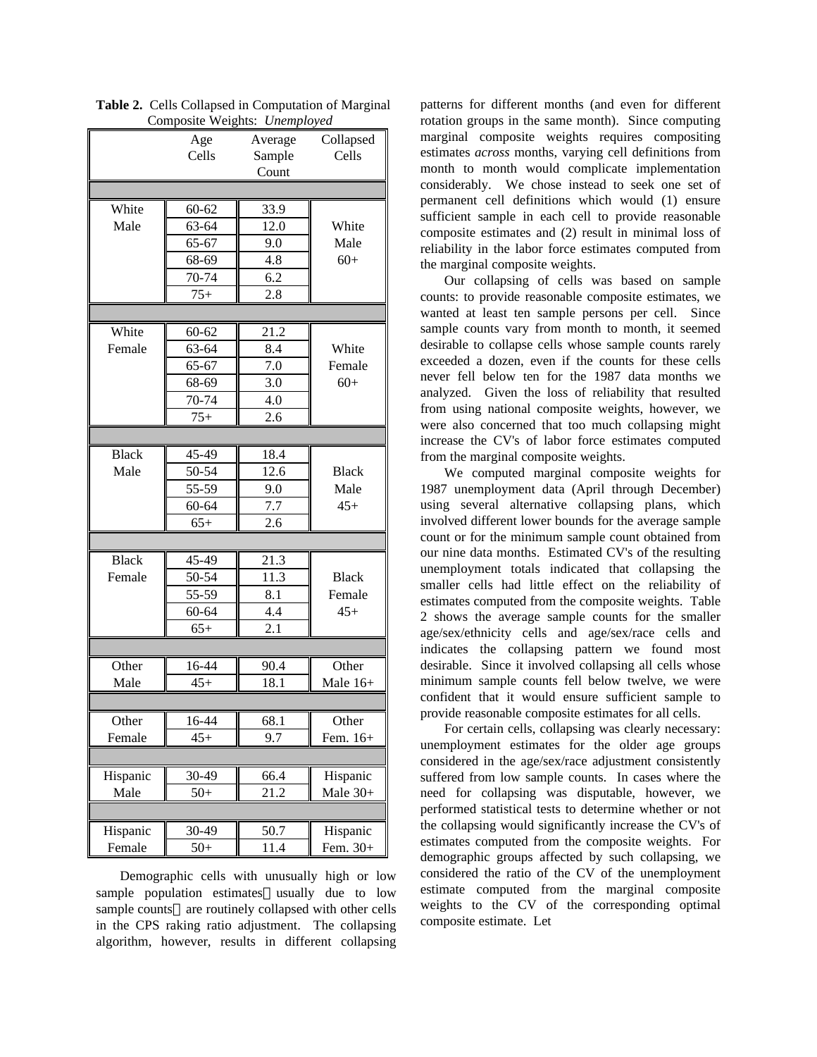**Table 2.** Cells Collapsed in Computation of Marginal Composite Weights: *Unemployed*

| | Age Cells | Average Sample Count | Collapsed Cells |
|---|---|---|---|
| White Male | 60-62 | 33.9 | White Male 60+ |
| | 63-64 | 12.0 | |
| | 65-67 | 9.0 | |
| | 68-69 | 4.8 | |
| | 70-74 | 6.2 | |
| | 75+ | 2.8 | |
| White Female | 60-62 | 21.2 | White Female 60+ |
| | 63-64 | 8.4 | |
| | 65-67 | 7.0 | |
| | 68-69 | 3.0 | |
| | 70-74 | 4.0 | |
| | 75+ | 2.6 | |
| Black Male | 45-49 | 18.4 | Black Male 45+ |
| | 50-54 | 12.6 | |
| | 55-59 | 9.0 | |
| | 60-64 | 7.7 | |
| | 65+ | 2.6 | |
| Black Female | 45-49 | 21.3 | Black Female 45+ |
| | 50-54 | 11.3 | |
| | 55-59 | 8.1 | |
| | 60-64 | 4.4 | |
| | 65+ | 2.1 | |
| Other Male | 16-44 | 90.4 | Other Male 16+ |
| | 45+ | 18.1 | |
| Other Female | 16-44 | 68.1 | Other Fem. 16+ |
| | 45+ | 9.7 | |
| Hispanic Male | 30-49 | 66.4 | Hispanic Male 30+ |
| | 50+ | 21.2 | |
| Hispanic Female | 30-49 | 50.7 | Hispanic Fem. 30+ |
| | 50+ | 11.4 | |

Demographic cells with unusually high or low sample population estimates—usually due to low sample counts—are routinely collapsed with other cells in the CPS raking ratio adjustment. The collapsing algorithm, however, results in different collapsing patterns for different months (and even for different rotation groups in the same month). Since computing marginal composite weights requires compositing estimates *across* months, varying cell definitions from month to month would complicate implementation considerably. We chose instead to seek one set of permanent cell definitions which would (1) ensure sufficient sample in each cell to provide reasonable composite estimates and (2) result in minimal loss of reliability in the labor force estimates computed from the marginal composite weights.

Our collapsing of cells was based on sample counts: to provide reasonable composite estimates, we wanted at least ten sample persons per cell. Since sample counts vary from month to month, it seemed desirable to collapse cells whose sample counts rarely exceeded a dozen, even if the counts for these cells never fell below ten for the 1987 data months we analyzed. Given the loss of reliability that resulted from using national composite weights, however, we were also concerned that too much collapsing might increase the CV's of labor force estimates computed from the marginal composite weights.

We computed marginal composite weights for 1987 unemployment data (April through December) using several alternative collapsing plans, which involved different lower bounds for the average sample count or for the minimum sample count obtained from our nine data months. Estimated CV's of the resulting unemployment totals indicated that collapsing the smaller cells had little effect on the reliability of estimates computed from the composite weights. Table 2 shows the average sample counts for the smaller age/sex/ethnicity cells and age/sex/race cells and indicates the collapsing pattern we found most desirable. Since it involved collapsing all cells whose minimum sample counts fell below twelve, we were confident that it would ensure sufficient sample to provide reasonable composite estimates for all cells.

For certain cells, collapsing was clearly necessary: unemployment estimates for the older age groups considered in the age/sex/race adjustment consistently suffered from low sample counts. In cases where the need for collapsing was disputable, however, we performed statistical tests to determine whether or not the collapsing would significantly increase the CV's of estimates computed from the composite weights. For demographic groups affected by such collapsing, we considered the ratio of the CV of the unemployment estimate computed from the marginal composite weights to the CV of the corresponding optimal composite estimate. Let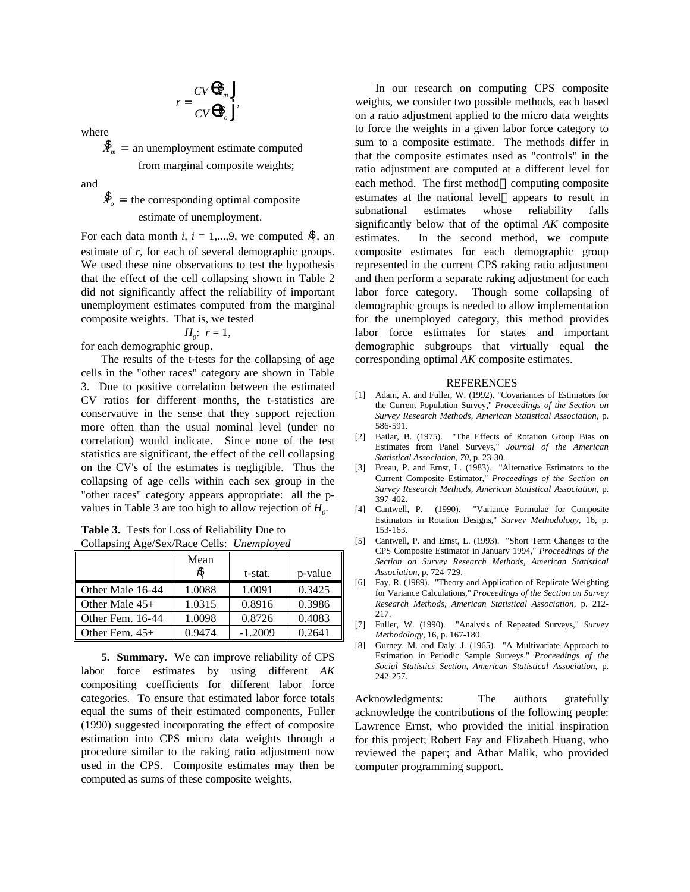$$r = \frac{CV\left(\hat{X}_m\right)}{CV\left(\hat{X}_o\right)},$$

where

$\hat{X}_m =$ an unemployment estimate computed from marginal composite weights;

and

$\hat{X}_o =$ the corresponding optimal composite estimate of unemployment.

For each data month *i*, $i = 1,...,9$, we computed $\hat{r}_i$, an estimate of *r*, for each of several demographic groups. We used these nine observations to test the hypothesis that the effect of the cell collapsing shown in Table 2 did not significantly affect the reliability of important unemployment estimates computed from the marginal composite weights. That is, we tested

$$H_0\text{:}\ r = 1,$$

for each demographic group.

The results of the t-tests for the collapsing of age cells in the "other races" category are shown in Table 3. Due to positive correlation between the estimated CV ratios for different months, the t-statistics are conservative in the sense that they support rejection more often than the usual nominal level (under no correlation) would indicate. Since none of the test statistics are significant, the effect of the cell collapsing on the CV's of the estimates is negligible. Thus the collapsing of age cells within each sex group in the "other races" category appears appropriate: all the p-values in Table 3 are too high to allow rejection of $H_0$.

**Table 3.** Tests for Loss of Reliability Due to Collapsing Age/Sex/Race Cells: *Unemployed*

| | Mean $\hat{r}_i$ | t-stat. | p-value |
|---|---|---|---|
| Other Male 16-44 | 1.0088 | 1.0091 | 0.3425 |
| Other Male 45+ | 1.0315 | 0.8916 | 0.3986 |
| Other Fem. 16-44 | 1.0098 | 0.8726 | 0.4083 |
| Other Fem. 45+ | 0.9474 | -1.2009 | 0.2641 |

**5. Summary.** We can improve reliability of CPS labor force estimates by using different *AK* compositing coefficients for different labor force categories. To ensure that estimated labor force totals equal the sums of their estimated components, Fuller (1990) suggested incorporating the effect of composite estimation into CPS micro data weights through a procedure similar to the raking ratio adjustment now used in the CPS. Composite estimates may then be computed as sums of these composite weights.

In our research on computing CPS composite weights, we consider two possible methods, each based on a ratio adjustment applied to the micro data weights to force the weights in a given labor force category to sum to a composite estimate. The methods differ in that the composite estimates used as "controls" in the ratio adjustment are computed at a different level for each method. The first method—computing composite estimates at the national level—appears to result in subnational estimates whose reliability falls significantly below that of the optimal *AK* composite estimates. In the second method, we compute composite estimates for each demographic group represented in the current CPS raking ratio adjustment and then perform a separate raking adjustment for each labor force category. Though some collapsing of demographic groups is needed to allow implementation for the unemployed category, this method provides labor force estimates for states and important demographic subgroups that virtually equal the corresponding optimal *AK* composite estimates.

## REFERENCES

[1] Adam, A. and Fuller, W. (1992). "Covariances of Estimators for the Current Population Survey," *Proceedings of the Section on Survey Research Methods, American Statistical Association,* p. 586-591.

[2] Bailar, B. (1975). "The Effects of Rotation Group Bias on Estimates from Panel Surveys," *Journal of the American Statistical Association, 70,* p. 23-30.

[3] Breau, P. and Ernst, L. (1983). "Alternative Estimators to the Current Composite Estimator," *Proceedings of the Section on Survey Research Methods, American Statistical Association,* p. 397-402.

[4] Cantwell, P. (1990). "Variance Formulae for Composite Estimators in Rotation Designs," *Survey Methodology,* 16, p. 153-163.

[5] Cantwell, P. and Ernst, L. (1993). "Short Term Changes to the CPS Composite Estimator in January 1994," *Proceedings of the Section on Survey Research Methods, American Statistical Association,* p. 724-729.

[6] Fay, R. (1989). "Theory and Application of Replicate Weighting for Variance Calculations," *Proceedings of the Section on Survey Research Methods, American Statistical Association,* p. 212-217.

[7] Fuller, W. (1990). "Analysis of Repeated Surveys," *Survey Methodology,* 16, p. 167-180.

[8] Gurney, M. and Daly, J. (1965). "A Multivariate Approach to Estimation in Periodic Sample Surveys," *Proceedings of the Social Statistics Section, American Statistical Association,* p. 242-257.

Acknowledgments: The authors gratefully acknowledge the contributions of the following people: Lawrence Ernst, who provided the initial inspiration for this project; Robert Fay and Elizabeth Huang, who reviewed the paper; and Athar Malik, who provided computer programming support.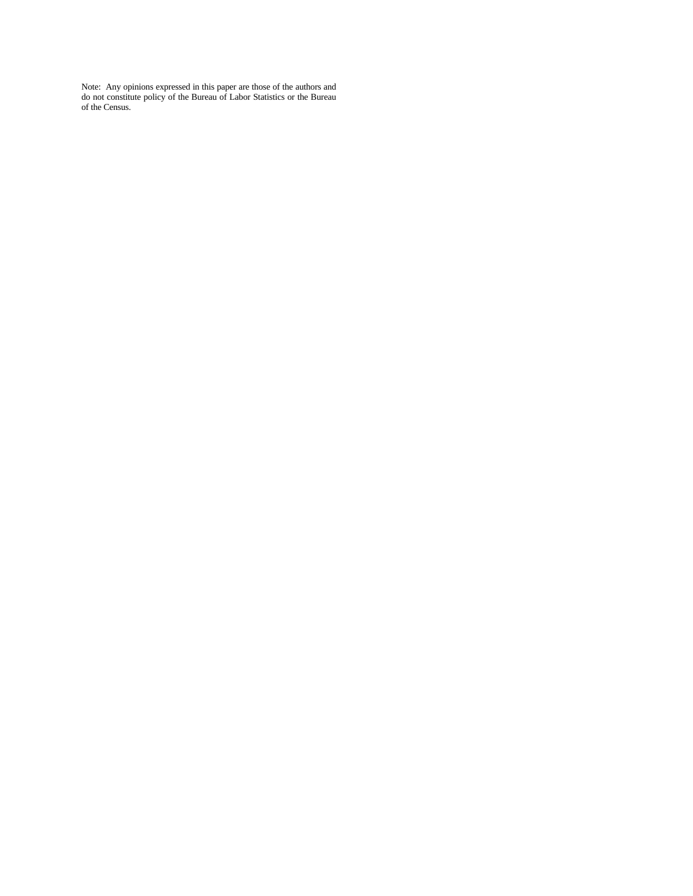Note: Any opinions expressed in this paper are those of the authors and do not constitute policy of the Bureau of Labor Statistics or the Bureau of the Census.